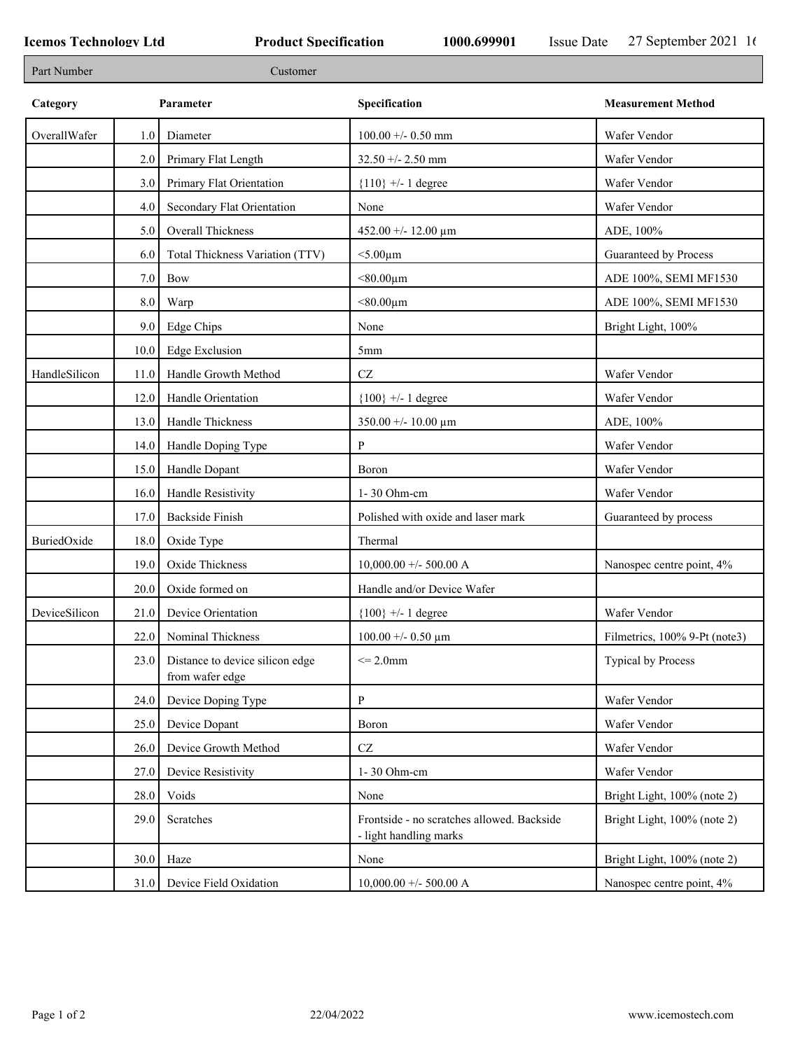**Icemos Technology Ltd** **Product Specification** **1000.699901** Issue Date 27 September 2021 1(

| Part Number | | Customer | |
|---|---|---|---|

| Category | | Parameter | Specification | Measurement Method |
|---|---|---|---|---|
| OverallWafer | 1.0 | Diameter | 100.00 +/- 0.50 mm | Wafer Vendor |
| | 2.0 | Primary Flat Length | 32.50 +/- 2.50 mm | Wafer Vendor |
| | 3.0 | Primary Flat Orientation | {110} +/- 1 degree | Wafer Vendor |
| | 4.0 | Secondary Flat Orientation | None | Wafer Vendor |
| | 5.0 | Overall Thickness | 452.00 +/- 12.00 µm | ADE, 100% |
| | 6.0 | Total Thickness Variation (TTV) | <5.00µm | Guaranteed by Process |
| | 7.0 | Bow | <80.00µm | ADE 100%, SEMI MF1530 |
| | 8.0 | Warp | <80.00µm | ADE 100%, SEMI MF1530 |
| | 9.0 | Edge Chips | None | Bright Light, 100% |
| | 10.0 | Edge Exclusion | 5mm | |
| HandleSilicon | 11.0 | Handle Growth Method | CZ | Wafer Vendor |
| | 12.0 | Handle Orientation | {100} +/- 1 degree | Wafer Vendor |
| | 13.0 | Handle Thickness | 350.00 +/- 10.00 µm | ADE, 100% |
| | 14.0 | Handle Doping Type | P | Wafer Vendor |
| | 15.0 | Handle Dopant | Boron | Wafer Vendor |
| | 16.0 | Handle Resistivity | 1- 30 Ohm-cm | Wafer Vendor |
| | 17.0 | Backside Finish | Polished with oxide and laser mark | Guaranteed by process |
| BuriedOxide | 18.0 | Oxide Type | Thermal | |
| | 19.0 | Oxide Thickness | 10,000.00 +/- 500.00 A | Nanospec centre point, 4% |
| | 20.0 | Oxide formed on | Handle and/or Device Wafer | |
| DeviceSilicon | 21.0 | Device Orientation | {100} +/- 1 degree | Wafer Vendor |
| | 22.0 | Nominal Thickness | 100.00 +/- 0.50 µm | Filmetrics, 100% 9-Pt (note3) |
| | 23.0 | Distance to device silicon edge from wafer edge | <= 2.0mm | Typical by Process |
| | 24.0 | Device Doping Type | P | Wafer Vendor |
| | 25.0 | Device Dopant | Boron | Wafer Vendor |
| | 26.0 | Device Growth Method | CZ | Wafer Vendor |
| | 27.0 | Device Resistivity | 1- 30 Ohm-cm | Wafer Vendor |
| | 28.0 | Voids | None | Bright Light, 100% (note 2) |
| | 29.0 | Scratches | Frontside - no scratches allowed. Backside - light handling marks | Bright Light, 100% (note 2) |
| | 30.0 | Haze | None | Bright Light, 100% (note 2) |
| | 31.0 | Device Field Oxidation | 10,000.00 +/- 500.00 A | Nanospec centre point, 4% |

22/04/2022 www.icemostech.com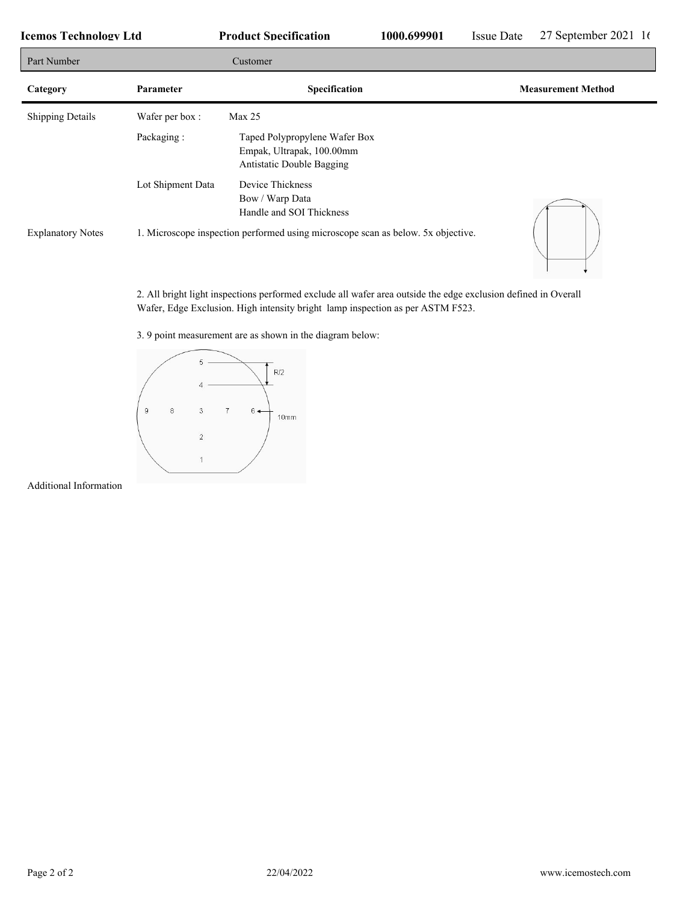| Part Number | | Customer | |
|---|---|---|---|
| **Category** | **Parameter** | **Specification** | **Measurement Method** |
| Shipping Details | Wafer per box : | Max 25 | |
| | Packaging : | Taped Polypropylene Wafer Box<br>Empak, Ultrapak, 100.00mm<br>Antistatic Double Bagging | |
| | Lot Shipment Data | Device Thickness<br>Bow / Warp Data<br>Handle and SOI Thickness | |
| Explanatory Notes | 1. Microscope inspection performed using microscope scan as below. 5x objective. | | |
| | 2. All bright light inspections performed exclude all wafer area outside the edge exclusion defined in Overall Wafer, Edge Exclusion. High intensity bright lamp inspection as per ASTM F523. | | |
| | 3. 9 point measurement are as shown in the diagram below: | | |
| Additional Information | | | |

5
4
R/2
9 8 3 7 6
10mm
2
1